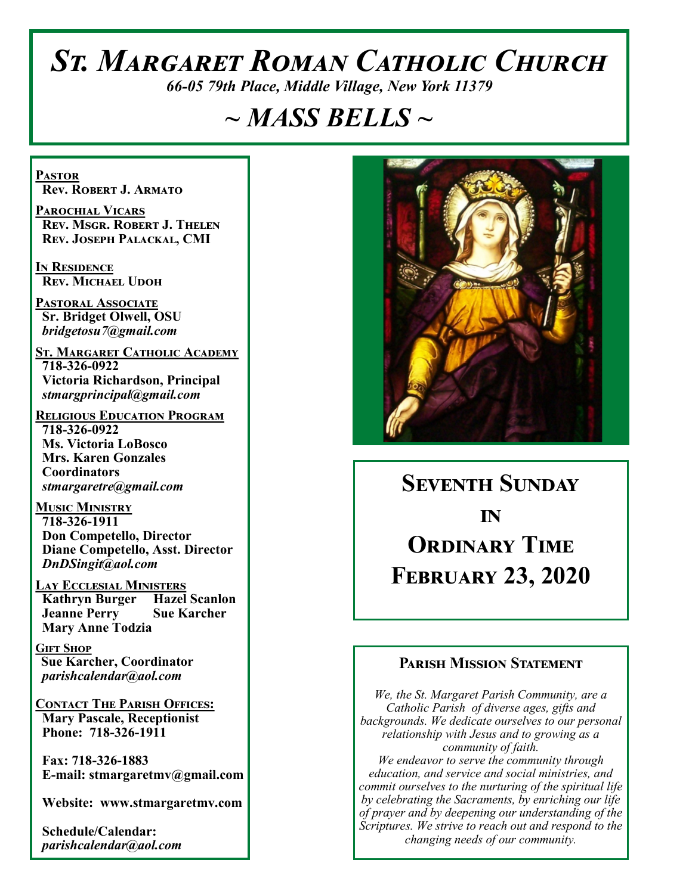# *St. Margaret Roman Catholic Church*

*66-05 79th Place, Middle Village, New York 11379*

# *~ MASS BELLS ~*

**Pastor**
**Rev. Robert J. Armato**

**Parochial Vicars**
**Rev. Msgr. Robert J. Thelen**
**Rev. Joseph Palackal, CMI**

**In Residence**
**Rev. Michael Udoh**

**Pastoral Associate**
**Sr. Bridget Olwell, OSU**
*bridgetosu7@gmail.com*

**St. Margaret Catholic Academy**
**718-326-0922**
**Victoria Richardson, Principal**
*stmargprincipal@gmail.com*

**Religious Education Program**
**718-326-0922**
**Ms. Victoria LoBosco**
**Mrs. Karen Gonzales**
**Coordinators**
*stmargaretre@gmail.com*

**Music Ministry**
**718-326-1911**
**Don Competello, Director**
**Diane Competello, Asst. Director**
*DnDSingit@aol.com*

**Lay Ecclesial Ministers**
**Kathryn Burger** **Hazel Scanlon**
**Jeanne Perry** **Sue Karcher**
**Mary Anne Todzia**

**Gift Shop**
**Sue Karcher, Coordinator**
*parishcalendar@aol.com*

**Contact The Parish Offices:**
**Mary Pascale, Receptionist**
**Phone: 718-326-1911**

**Fax: 718-326-1883**
**E-mail: stmargaretmv@gmail.com**

**Website: www.stmargaretmv.com**

**Schedule/Calendar:**
*parishcalendar@aol.com*

## Seventh Sunday in Ordinary Time
## February 23, 2020

### Parish Mission Statement

*We, the St. Margaret Parish Community, are a Catholic Parish of diverse ages, gifts and backgrounds. We dedicate ourselves to our personal relationship with Jesus and to growing as a community of faith.*
*We endeavor to serve the community through education, and service and social ministries, and commit ourselves to the nurturing of the spiritual life by celebrating the Sacraments, by enriching our life of prayer and by deepening our understanding of the Scriptures. We strive to reach out and respond to the changing needs of our community.*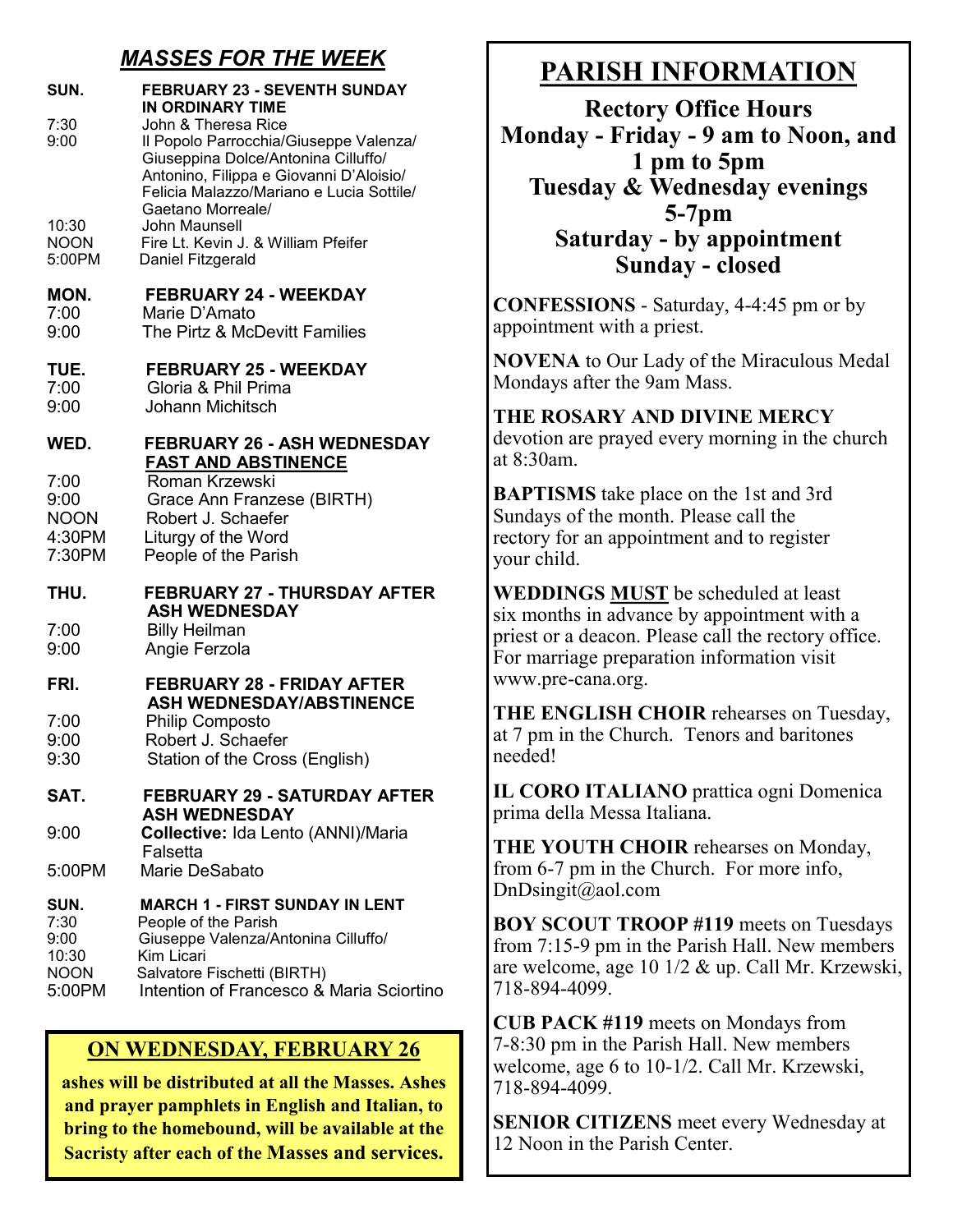## *MASSES FOR THE WEEK*

**SUN. FEBRUARY 23 - SEVENTH SUNDAY IN ORDINARY TIME**

7:30 John & Theresa Rice
9:00 Il Popolo Parrocchia/Giuseppe Valenza/ Giuseppina Dolce/Antonina Cilluffo/ Antonino, Filippa e Giovanni D'Aloisio/ Felicia Malazzo/Mariano e Lucia Sottile/ Gaetano Morreale/
10:30 John Maunsell
NOON Fire Lt. Kevin J. & William Pfeifer
5:00PM Daniel Fitzgerald

**MON. FEBRUARY 24 - WEEKDAY**

7:00 Marie D'Amato
9:00 The Pirtz & McDevitt Families

**TUE. FEBRUARY 25 - WEEKDAY**

7:00 Gloria & Phil Prima
9:00 Johann Michitsch

**WED. FEBRUARY 26 - ASH WEDNESDAY <u>FAST AND ABSTINENCE</u>**

7:00 Roman Krzewski
9:00 Grace Ann Franzese (BIRTH)
NOON Robert J. Schaefer
4:30PM Liturgy of the Word
7:30PM People of the Parish

**THU. FEBRUARY 27 - THURSDAY AFTER ASH WEDNESDAY**

7:00 Billy Heilman
9:00 Angie Ferzola

**FRI. FEBRUARY 28 - FRIDAY AFTER ASH WEDNESDAY/ABSTINENCE**

7:00 Philip Composto
9:00 Robert J. Schaefer
9:30 Station of the Cross (English)

**SAT. FEBRUARY 29 - SATURDAY AFTER ASH WEDNESDAY**

9:00 **Collective:** Ida Lento (ANNI)/Maria Falsetta
5:00PM Marie DeSabato

**SUN. MARCH 1 - FIRST SUNDAY IN LENT**

7:30 People of the Parish
9:00 Giuseppe Valenza/Antonina Cilluffo/
10:30 Kim Licari
NOON Salvatore Fischetti (BIRTH)
5:00PM Intention of Francesco & Maria Sciortino

### <u>ON WEDNESDAY, FEBRUARY 26</u>

**ashes will be distributed at all the Masses. Ashes and prayer pamphlets in English and Italian, to bring to the homebound, will be available at the Sacristy after each of the Masses and services.**

# <u>PARISH INFORMATION</u>

**Rectory Office Hours**
**Monday - Friday - 9 am to Noon, and 1 pm to 5pm**
**Tuesday & Wednesday evenings 5-7pm**
**Saturday - by appointment**
**Sunday - closed**

**CONFESSIONS** - Saturday, 4-4:45 pm or by appointment with a priest.

**NOVENA** to Our Lady of the Miraculous Medal Mondays after the 9am Mass.

**THE ROSARY AND DIVINE MERCY** devotion are prayed every morning in the church at 8:30am.

**BAPTISMS** take place on the 1st and 3rd Sundays of the month. Please call the rectory for an appointment and to register your child.

**WEDDINGS <u>MUST</u>** be scheduled at least six months in advance by appointment with a priest or a deacon. Please call the rectory office. For marriage preparation information visit www.pre-cana.org.

**THE ENGLISH CHOIR** rehearses on Tuesday, at 7 pm in the Church. Tenors and baritones needed!

**IL CORO ITALIANO** prattica ogni Domenica prima della Messa Italiana.

**THE YOUTH CHOIR** rehearses on Monday, from 6-7 pm in the Church. For more info, DnDsingit@aol.com

**BOY SCOUT TROOP #119** meets on Tuesdays from 7:15-9 pm in the Parish Hall. New members are welcome, age 10 1/2 & up. Call Mr. Krzewski, 718-894-4099.

**CUB PACK #119** meets on Mondays from 7-8:30 pm in the Parish Hall. New members welcome, age 6 to 10-1/2. Call Mr. Krzewski, 718-894-4099.

**SENIOR CITIZENS** meet every Wednesday at 12 Noon in the Parish Center.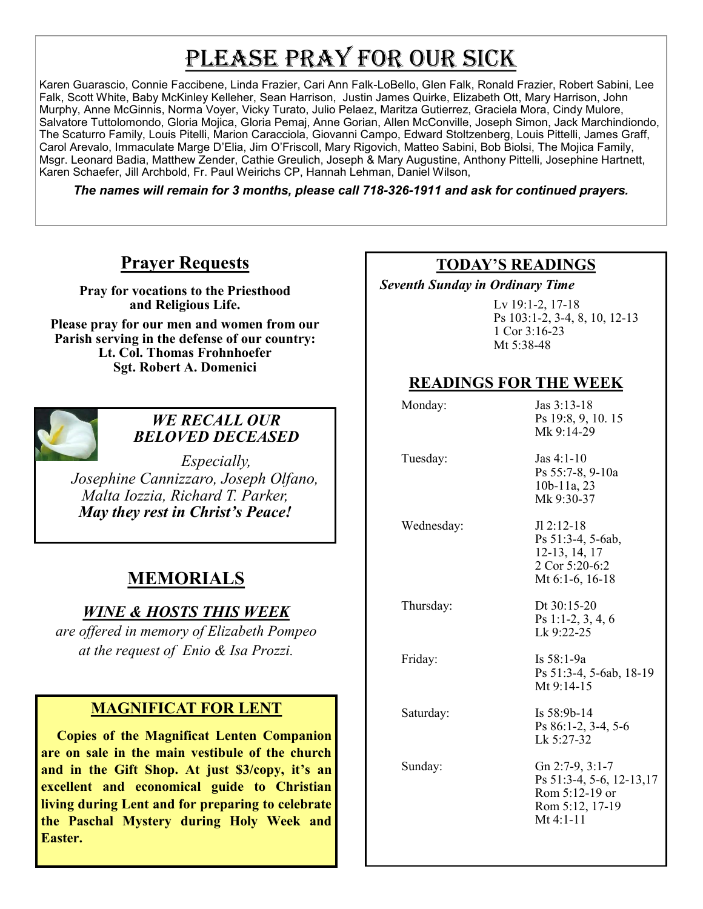# PLEASE PRAY FOR OUR SICK

Karen Guarascio, Connie Faccibene, Linda Frazier, Cari Ann Falk-LoBello, Glen Falk, Ronald Frazier, Robert Sabini, Lee Falk, Scott White, Baby McKinley Kelleher, Sean Harrison, Justin James Quirke, Elizabeth Ott, Mary Harrison, John Murphy, Anne McGinnis, Norma Voyer, Vicky Turato, Julio Pelaez, Maritza Gutierrez, Graciela Mora, Cindy Mulore, Salvatore Tuttolomondo, Gloria Mojica, Gloria Pemaj, Anne Gorian, Allen McConville, Joseph Simon, Jack Marchindiondo, The Scaturro Family, Louis Pitelli, Marion Caracciola, Giovanni Campo, Edward Stoltzenberg, Louis Pittelli, James Graff, Carol Arevalo, Immaculate Marge D'Elia, Jim O'Friscoll, Mary Rigovich, Matteo Sabini, Bob Biolsi, The Mojica Family, Msgr. Leonard Badia, Matthew Zender, Cathie Greulich, Joseph & Mary Augustine, Anthony Pittelli, Josephine Hartnett, Karen Schaefer, Jill Archbold, Fr. Paul Weirichs CP, Hannah Lehman, Daniel Wilson,

***The names will remain for 3 months, please call 718-326-1911 and ask for continued prayers.***

## Prayer Requests

**Pray for vocations to the Priesthood and Religious Life.**

**Please pray for our men and women from our Parish serving in the defense of our country:**
**Lt. Col. Thomas Frohnhoefer**
**Sgt. Robert A. Domenici**

### *WE RECALL OUR BELOVED DECEASED*

*Especially,*
*Josephine Cannizzaro, Joseph Olfano, Malta Iozzia, Richard T. Parker,*
***May they rest in Christ's Peace!***

## MEMORIALS

### *WINE & HOSTS THIS WEEK*

*are offered in memory of Elizabeth Pompeo at the request of Enio & Isa Prozzi.*

### MAGNIFICAT FOR LENT

**Copies of the Magnificat Lenten Companion are on sale in the main vestibule of the church and in the Gift Shop. At just $3/copy, it's an excellent and economical guide to Christian living during Lent and for preparing to celebrate the Paschal Mystery during Holy Week and Easter.**

## TODAY'S READINGS

***Seventh Sunday in Ordinary Time***

Lv 19:1-2, 17-18
Ps 103:1-2, 3-4, 8, 10, 12-13
1 Cor 3:16-23
Mt 5:38-48

## READINGS FOR THE WEEK

| Day | Readings |
|---|---|
| Monday: | Jas 3:13-18<br>Ps 19:8, 9, 10. 15<br>Mk 9:14-29 |
| Tuesday: | Jas 4:1-10<br>Ps 55:7-8, 9-10a 10b-11a, 23<br>Mk 9:30-37 |
| Wednesday: | Jl 2:12-18<br>Ps 51:3-4, 5-6ab, 12-13, 14, 17<br>2 Cor 5:20-6:2<br>Mt 6:1-6, 16-18 |
| Thursday: | Dt 30:15-20<br>Ps 1:1-2, 3, 4, 6<br>Lk 9:22-25 |
| Friday: | Is 58:1-9a<br>Ps 51:3-4, 5-6ab, 18-19<br>Mt 9:14-15 |
| Saturday: | Is 58:9b-14<br>Ps 86:1-2, 3-4, 5-6<br>Lk 5:27-32 |
| Sunday: | Gn 2:7-9, 3:1-7<br>Ps 51:3-4, 5-6, 12-13,17<br>Rom 5:12-19 or<br>Rom 5:12, 17-19<br>Mt 4:1-11 |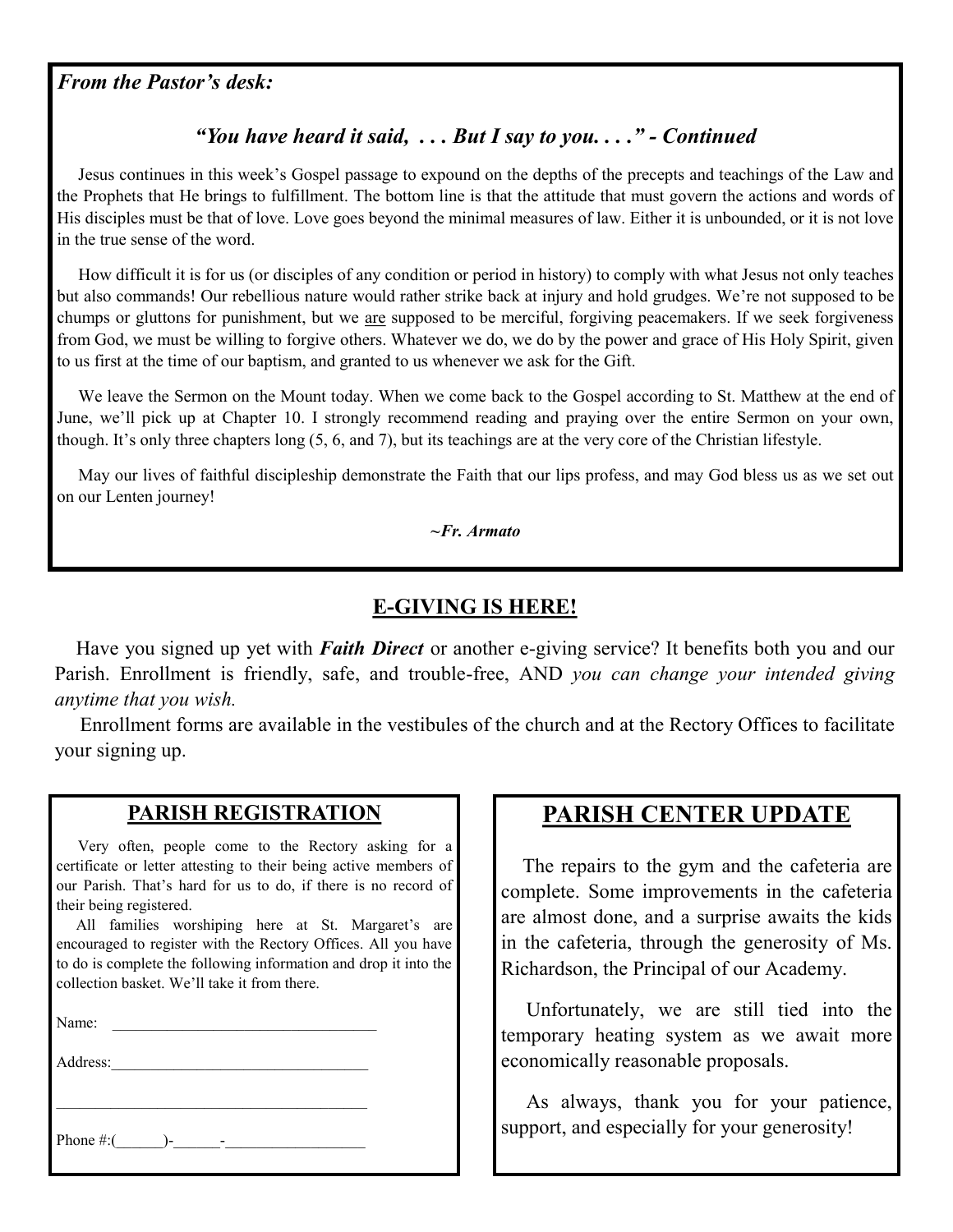*From the Pastor's desk:*

## *"You have heard it said, . . . But I say to you. . . ." - Continued*

Jesus continues in this week's Gospel passage to expound on the depths of the precepts and teachings of the Law and the Prophets that He brings to fulfillment. The bottom line is that the attitude that must govern the actions and words of His disciples must be that of love. Love goes beyond the minimal measures of law. Either it is unbounded, or it is not love in the true sense of the word.

How difficult it is for us (or disciples of any condition or period in history) to comply with what Jesus not only teaches but also commands! Our rebellious nature would rather strike back at injury and hold grudges. We're not supposed to be chumps or gluttons for punishment, but we <u>are</u> supposed to be merciful, forgiving peacemakers. If we seek forgiveness from God, we must be willing to forgive others. Whatever we do, we do by the power and grace of His Holy Spirit, given to us first at the time of our baptism, and granted to us whenever we ask for the Gift.

We leave the Sermon on the Mount today. When we come back to the Gospel according to St. Matthew at the end of June, we'll pick up at Chapter 10. I strongly recommend reading and praying over the entire Sermon on your own, though. It's only three chapters long (5, 6, and 7), but its teachings are at the very core of the Christian lifestyle.

May our lives of faithful discipleship demonstrate the Faith that our lips profess, and may God bless us as we set out on our Lenten journey!

***~Fr. Armato***

## E-GIVING IS HERE!

Have you signed up yet with ***Faith Direct*** or another e-giving service? It benefits both you and our Parish. Enrollment is friendly, safe, and trouble-free, AND *you can change your intended giving anytime that you wish.*

Enrollment forms are available in the vestibules of the church and at the Rectory Offices to facilitate your signing up.

## PARISH REGISTRATION

Very often, people come to the Rectory asking for a certificate or letter attesting to their being active members of our Parish. That's hard for us to do, if there is no record of their being registered.

All families worshiping here at St. Margaret's are encouraged to register with the Rectory Offices. All you have to do is complete the following information and drop it into the collection basket. We'll take it from there.

Name: ___________________________________

Address:_________________________________

_________________________________________

Phone #:(_______)-_______-__________________

## PARISH CENTER UPDATE

The repairs to the gym and the cafeteria are complete. Some improvements in the cafeteria are almost done, and a surprise awaits the kids in the cafeteria, through the generosity of Ms. Richardson, the Principal of our Academy.

Unfortunately, we are still tied into the temporary heating system as we await more economically reasonable proposals.

As always, thank you for your patience, support, and especially for your generosity!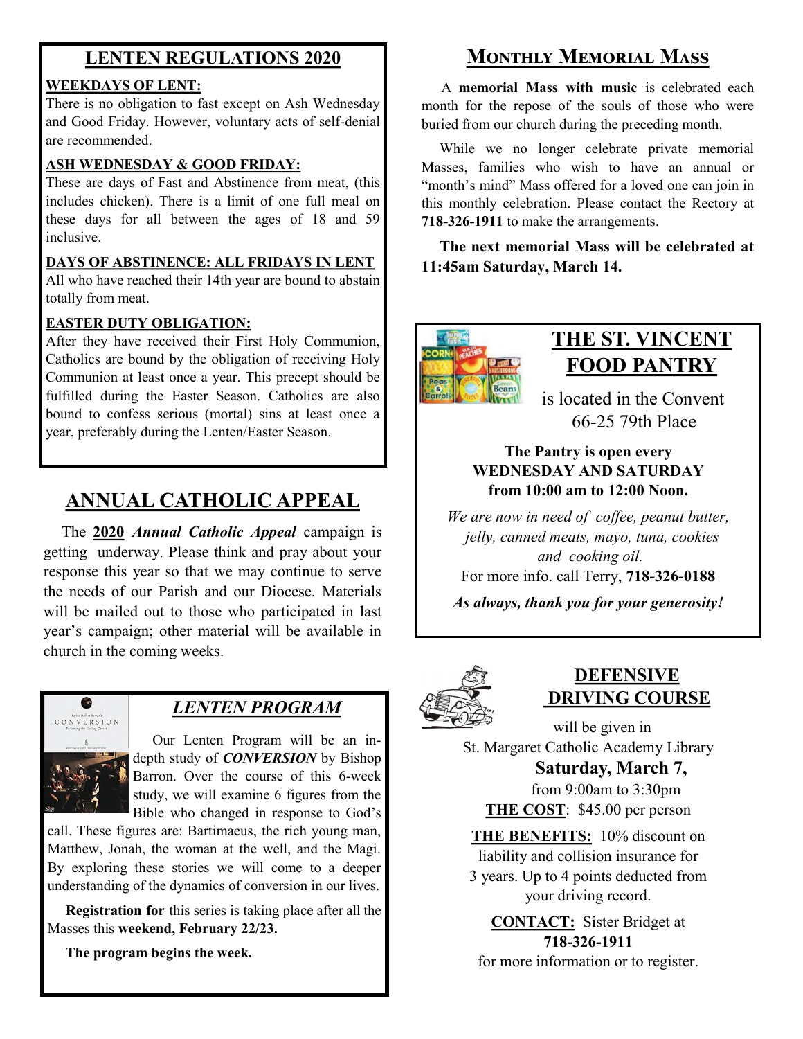## LENTEN REGULATIONS 2020

**WEEKDAYS OF LENT:**
There is no obligation to fast except on Ash Wednesday and Good Friday. However, voluntary acts of self-denial are recommended.

**ASH WEDNESDAY & GOOD FRIDAY:**
These are days of Fast and Abstinence from meat, (this includes chicken). There is a limit of one full meal on these days for all between the ages of 18 and 59 inclusive.

**DAYS OF ABSTINENCE: ALL FRIDAYS IN LENT**
All who have reached their 14th year are bound to abstain totally from meat.

**EASTER DUTY OBLIGATION:**
After they have received their First Holy Communion, Catholics are bound by the obligation of receiving Holy Communion at least once a year. This precept should be fulfilled during the Easter Season. Catholics are also bound to confess serious (mortal) sins at least once a year, preferably during the Lenten/Easter Season.

## ANNUAL CATHOLIC APPEAL

The **2020** ***Annual Catholic Appeal*** campaign is getting underway. Please think and pray about your response this year so that we may continue to serve the needs of our Parish and our Diocese. Materials will be mailed out to those who participated in last year's campaign; other material will be available in church in the coming weeks.

## *LENTEN PROGRAM*

Our Lenten Program will be an in-depth study of ***CONVERSION*** by Bishop Barron. Over the course of this 6-week study, we will examine 6 figures from the Bible who changed in response to God's call. These figures are: Bartimaeus, the rich young man, Matthew, Jonah, the woman at the well, and the Magi. By exploring these stories we will come to a deeper understanding of the dynamics of conversion in our lives.

**Registration for** this series is taking place after all the Masses this **weekend, February 22/23.**

**The program begins the week.**

## MONTHLY MEMORIAL MASS

A **memorial Mass with music** is celebrated each month for the repose of the souls of those who were buried from our church during the preceding month.

While we no longer celebrate private memorial Masses, families who wish to have an annual or "month's mind" Mass offered for a loved one can join in this monthly celebration. Please contact the Rectory at **718-326-1911** to make the arrangements.

**The next memorial Mass will be celebrated at 11:45am Saturday, March 14.**

## THE ST. VINCENT FOOD PANTRY

is located in the Convent
66-25 79th Place

**The Pantry is open every WEDNESDAY AND SATURDAY from 10:00 am to 12:00 Noon.**

*We are now in need of coffee, peanut butter, jelly, canned meats, mayo, tuna, cookies and cooking oil.*

For more info. call Terry, **718-326-0188**

***As always, thank you for your generosity!***

## DEFENSIVE DRIVING COURSE

will be given in
St. Margaret Catholic Academy Library
**Saturday, March 7,**
from 9:00am to 3:30pm

**THE COST**: $45.00 per person

**THE BENEFITS:** 10% discount on liability and collision insurance for 3 years. Up to 4 points deducted from your driving record.

**CONTACT:** Sister Bridget at **718-326-1911** for more information or to register.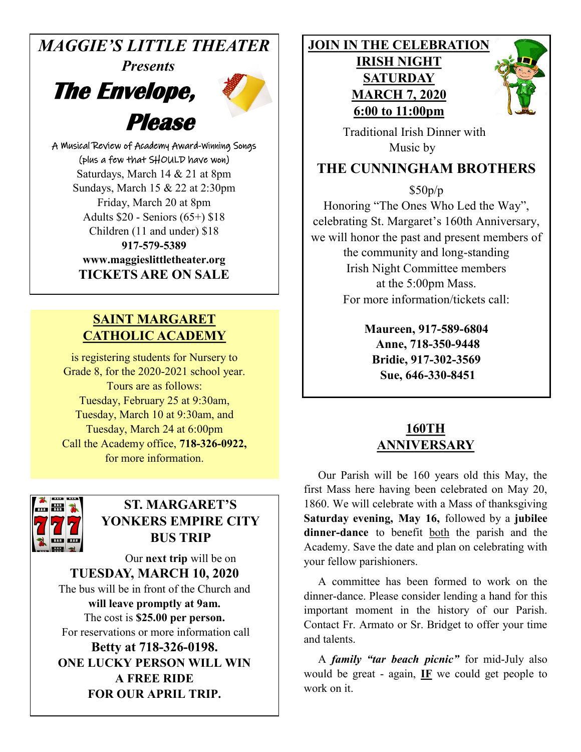## *MAGGIE'S LITTLE THEATER*

***Presents***

# The Envelope, Please

A Musical Review of Academy Award-Winning Songs (plus a few that SHOULD have won)

Saturdays, March 14 & 21 at 8pm
Sundays, March 15 & 22 at 2:30pm
Friday, March 20 at 8pm
Adults $20 - Seniors (65+) $18
Children (11 and under) $18

**917-579-5389**
**www.maggieslittletheater.org**
**TICKETS ARE ON SALE**

## SAINT MARGARET CATHOLIC ACADEMY

is registering students for Nursery to Grade 8, for the 2020-2021 school year. Tours are as follows:
Tuesday, February 25 at 9:30am,
Tuesday, March 10 at 9:30am, and
Tuesday, March 24 at 6:00pm
Call the Academy office, **718-326-0922,** for more information.

## ST. MARGARET'S YONKERS EMPIRE CITY BUS TRIP

Our **next trip** will be on
**TUESDAY, MARCH 10, 2020**
The bus will be in front of the Church and **will leave promptly at 9am.**
The cost is **$25.00 per person.**
For reservations or more information call
**Betty at 718-326-0198.**
**ONE LUCKY PERSON WILL WIN A FREE RIDE FOR OUR APRIL TRIP.**

## JOIN IN THE CELEBRATION
## IRISH NIGHT
## SATURDAY
## MARCH 7, 2020
## 6:00 to 11:00pm

Traditional Irish Dinner with Music by

### THE CUNNINGHAM BROTHERS

$50p/p

Honoring "The Ones Who Led the Way", celebrating St. Margaret's 160th Anniversary, we will honor the past and present members of the community and long-standing Irish Night Committee members at the 5:00pm Mass.
For more information/tickets call:

**Maureen, 917-589-6804**
**Anne, 718-350-9448**
**Bridie, 917-302-3569**
**Sue, 646-330-8451**

## 160TH ANNIVERSARY

Our Parish will be 160 years old this May, the first Mass here having been celebrated on May 20, 1860. We will celebrate with a Mass of thanksgiving **Saturday evening, May 16,** followed by a **jubilee dinner-dance** to benefit both the parish and the Academy. Save the date and plan on celebrating with your fellow parishioners.

A committee has been formed to work on the dinner-dance. Please consider lending a hand for this important moment in the history of our Parish. Contact Fr. Armato or Sr. Bridget to offer your time and talents.

A ***family "tar beach picnic"*** for mid-July also would be great - again, **IF** we could get people to work on it.